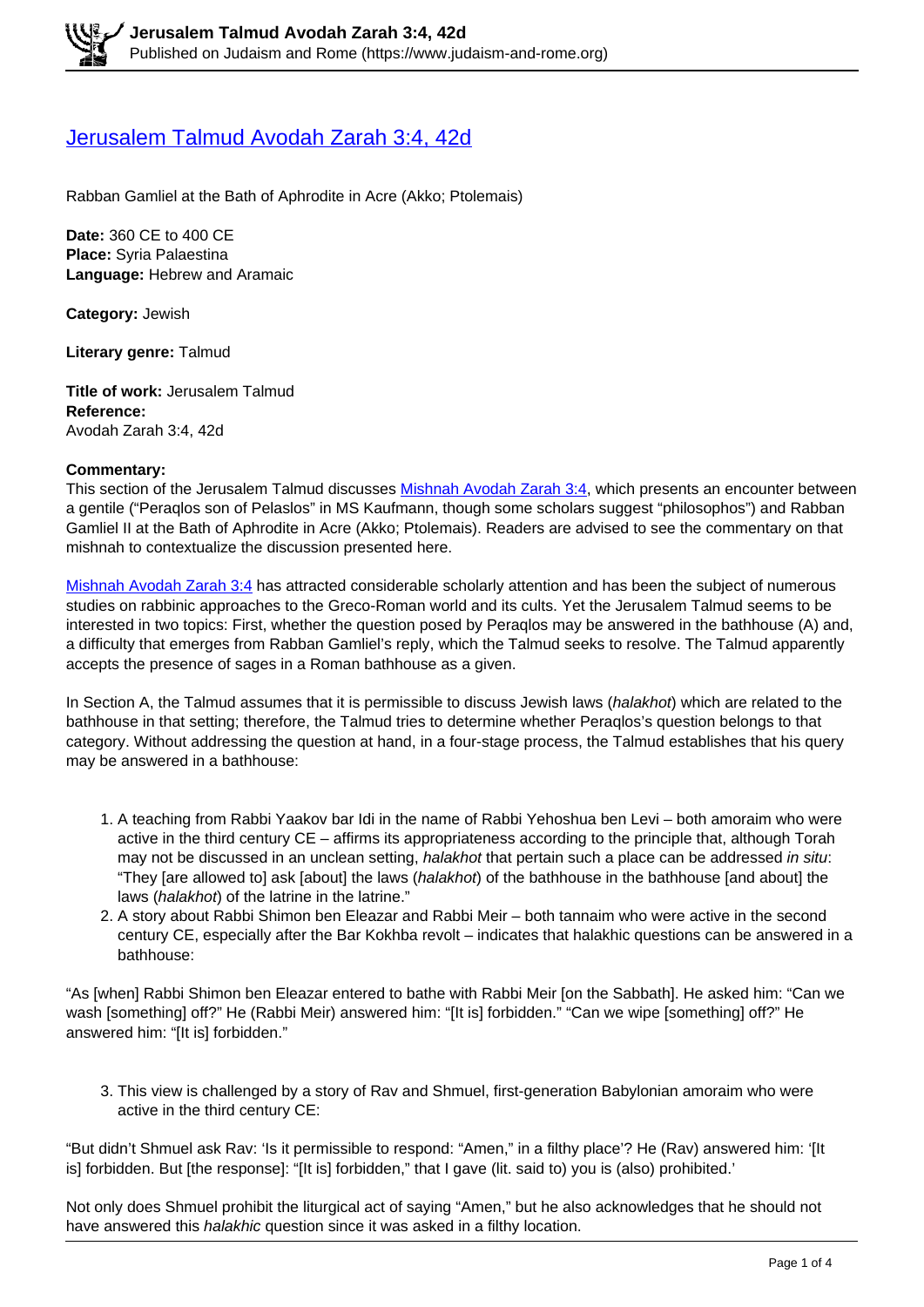# Jerusalem Talmud Avodah Zarah 3:4, 42d

Rabban Gamliel at the Bath of Aphrodite in Acre (Akko; Ptolemais)

**Date:** 360 CE to 400 CE
**Place:** Syria Palaestina
**Language:** Hebrew and Aramaic

**Category:** Jewish

**Literary genre:** Talmud

**Title of work:** Jerusalem Talmud
**Reference:**
Avodah Zarah 3:4, 42d

**Commentary:**
This section of the Jerusalem Talmud discusses Mishnah Avodah Zarah 3:4, which presents an encounter between a gentile ("Peraqlos son of Pelaslos" in MS Kaufmann, though some scholars suggest "philosophos") and Rabban Gamliel II at the Bath of Aphrodite in Acre (Akko; Ptolemais). Readers are advised to see the commentary on that mishnah to contextualize the discussion presented here.

Mishnah Avodah Zarah 3:4 has attracted considerable scholarly attention and has been the subject of numerous studies on rabbinic approaches to the Greco-Roman world and its cults. Yet the Jerusalem Talmud seems to be interested in two topics: First, whether the question posed by Peraqlos may be answered in the bathhouse (A) and, a difficulty that emerges from Rabban Gamliel's reply, which the Talmud seeks to resolve. The Talmud apparently accepts the presence of sages in a Roman bathhouse as a given.

In Section A, the Talmud assumes that it is permissible to discuss Jewish laws (*halakhot*) which are related to the bathhouse in that setting; therefore, the Talmud tries to determine whether Peraqlos's question belongs to that category. Without addressing the question at hand, in a four-stage process, the Talmud establishes that his query may be answered in a bathhouse:

1. A teaching from Rabbi Yaakov bar Idi in the name of Rabbi Yehoshua ben Levi – both amoraim who were active in the third century CE – affirms its appropriateness according to the principle that, although Torah may not be discussed in an unclean setting, *halakhot* that pertain such a place can be addressed *in situ*: "They [are allowed to] ask [about] the laws (*halakhot*) of the bathhouse in the bathhouse [and about] the laws (*halakhot*) of the latrine in the latrine."
2. A story about Rabbi Shimon ben Eleazar and Rabbi Meir – both tannaim who were active in the second century CE, especially after the Bar Kokhba revolt – indicates that halakhic questions can be answered in a bathhouse:

"As [when] Rabbi Shimon ben Eleazar entered to bathe with Rabbi Meir [on the Sabbath]. He asked him: "Can we wash [something] off?" He (Rabbi Meir) answered him: "[It is] forbidden." "Can we wipe [something] off?" He answered him: "[It is] forbidden."

3. This view is challenged by a story of Rav and Shmuel, first-generation Babylonian amoraim who were active in the third century CE:

"But didn't Shmuel ask Rav: 'Is it permissible to respond: "Amen," in a filthy place'? He (Rav) answered him: '[It is] forbidden. But [the response]: "[It is] forbidden," that I gave (lit. said to) you is (also) prohibited.'

Not only does Shmuel prohibit the liturgical act of saying "Amen," but he also acknowledges that he should not have answered this *halakhic* question since it was asked in a filthy location.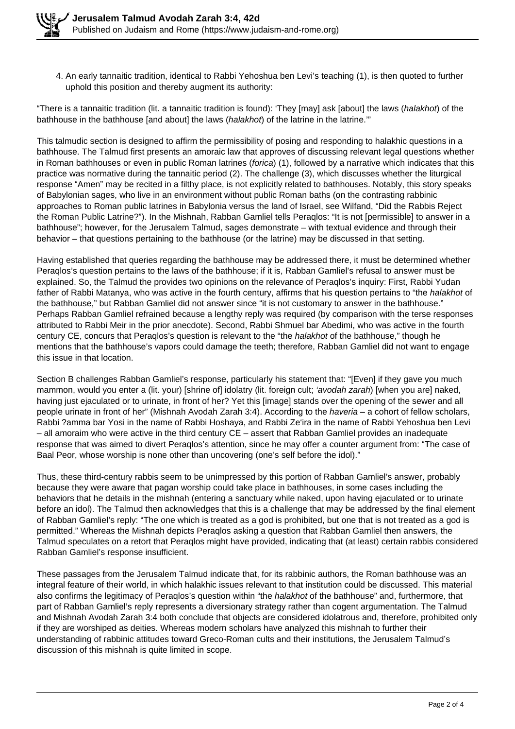4. An early tannaitic tradition, identical to Rabbi Yehoshua ben Levi's teaching (1), is then quoted to further uphold this position and thereby augment its authority:

"There is a tannaitic tradition (lit. a tannaitic tradition is found): 'They [may] ask [about] the laws (*halakhot*) of the bathhouse in the bathhouse [and about] the laws (*halakhot*) of the latrine in the latrine.'"

This talmudic section is designed to affirm the permissibility of posing and responding to halakhic questions in a bathhouse. The Talmud first presents an amoraic law that approves of discussing relevant legal questions whether in Roman bathhouses or even in public Roman latrines (*forica*) (1), followed by a narrative which indicates that this practice was normative during the tannaitic period (2). The challenge (3), which discusses whether the liturgical response "Amen" may be recited in a filthy place, is not explicitly related to bathhouses. Notably, this story speaks of Babylonian sages, who live in an environment without public Roman baths (on the contrasting rabbinic approaches to Roman public latrines in Babylonia versus the land of Israel, see Wilfand, "Did the Rabbis Reject the Roman Public Latrine?"). In the Mishnah, Rabban Gamliel tells Peraqlos: "It is not [permissible] to answer in a bathhouse"; however, for the Jerusalem Talmud, sages demonstrate – with textual evidence and through their behavior – that questions pertaining to the bathhouse (or the latrine) may be discussed in that setting.

Having established that queries regarding the bathhouse may be addressed there, it must be determined whether Peraqlos's question pertains to the laws of the bathhouse; if it is, Rabban Gamliel's refusal to answer must be explained. So, the Talmud the provides two opinions on the relevance of Peraqlos's inquiry: First, Rabbi Yudan father of Rabbi Matanya, who was active in the fourth century, affirms that his question pertains to "the *halakhot* of the bathhouse," but Rabban Gamliel did not answer since "it is not customary to answer in the bathhouse." Perhaps Rabban Gamliel refrained because a lengthy reply was required (by comparison with the terse responses attributed to Rabbi Meir in the prior anecdote). Second, Rabbi Shmuel bar Abedimi, who was active in the fourth century CE, concurs that Peraqlos's question is relevant to the "the *halakhot* of the bathhouse," though he mentions that the bathhouse's vapors could damage the teeth; therefore, Rabban Gamliel did not want to engage this issue in that location.

Section B challenges Rabban Gamliel's response, particularly his statement that: "[Even] if they gave you much mammon, would you enter a (lit. your) [shrine of] idolatry (lit. foreign cult; *'avodah zarah*) [when you are] naked, having just ejaculated or to urinate, in front of her? Yet this [image] stands over the opening of the sewer and all people urinate in front of her" (Mishnah Avodah Zarah 3:4). According to the *haveria* – a cohort of fellow scholars, Rabbi ?amma bar Yosi in the name of Rabbi Hoshaya, and Rabbi Ze'ira in the name of Rabbi Yehoshua ben Levi – all amoraim who were active in the third century CE – assert that Rabban Gamliel provides an inadequate response that was aimed to divert Peraqlos's attention, since he may offer a counter argument from: "The case of Baal Peor, whose worship is none other than uncovering (one's self before the idol)."

Thus, these third-century rabbis seem to be unimpressed by this portion of Rabban Gamliel's answer, probably because they were aware that pagan worship could take place in bathhouses, in some cases including the behaviors that he details in the mishnah (entering a sanctuary while naked, upon having ejaculated or to urinate before an idol). The Talmud then acknowledges that this is a challenge that may be addressed by the final element of Rabban Gamliel's reply: "The one which is treated as a god is prohibited, but one that is not treated as a god is permitted." Whereas the Mishnah depicts Peraqlos asking a question that Rabban Gamliel then answers, the Talmud speculates on a retort that Peraqlos might have provided, indicating that (at least) certain rabbis considered Rabban Gamliel's response insufficient.

These passages from the Jerusalem Talmud indicate that, for its rabbinic authors, the Roman bathhouse was an integral feature of their world, in which halakhic issues relevant to that institution could be discussed. This material also confirms the legitimacy of Peraqlos's question within "the *halakhot* of the bathhouse" and, furthermore, that part of Rabban Gamliel's reply represents a diversionary strategy rather than cogent argumentation. The Talmud and Mishnah Avodah Zarah 3:4 both conclude that objects are considered idolatrous and, therefore, prohibited only if they are worshiped as deities. Whereas modern scholars have analyzed this mishnah to further their understanding of rabbinic attitudes toward Greco-Roman cults and their institutions, the Jerusalem Talmud's discussion of this mishnah is quite limited in scope.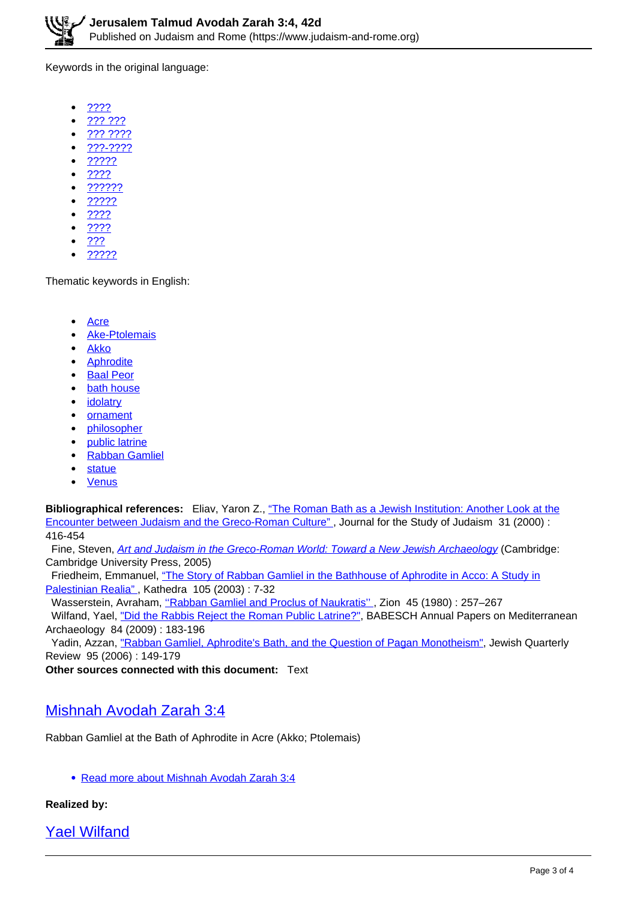Keywords in the original language:

- ????
- ??? ???
- ??? ????
- ???-????
- ?????
- ????
- ??????
- ?????
- ????
- ????
- ???
- ?????

Thematic keywords in English:

- Acre
- Ake-Ptolemais
- Akko
- Aphrodite
- Baal Peor
- bath house
- idolatry
- ornament
- philosopher
- public latrine
- Rabban Gamliel
- statue
- Venus

**Bibliographical references:** Eliav, Yaron Z., "The Roman Bath as a Jewish Institution: Another Look at the Encounter between Judaism and the Greco-Roman Culture" , Journal for the Study of Judaism 31 (2000) : 416-454

Fine, Steven, *Art and Judaism in the Greco-Roman World: Toward a New Jewish Archaeology* (Cambridge: Cambridge University Press, 2005)

Friedheim, Emmanuel, "The Story of Rabban Gamliel in the Bathhouse of Aphrodite in Acco: A Study in Palestinian Realia" , Kathedra 105 (2003) : 7-32

Wasserstein, Avraham, "Rabban Gamliel and Proclus of Naukratis'' , Zion 45 (1980) : 257–267

Wilfand, Yael, "Did the Rabbis Reject the Roman Public Latrine?", BABESCH Annual Papers on Mediterranean Archaeology 84 (2009) : 183-196

Yadin, Azzan, "Rabban Gamliel, Aphrodite's Bath, and the Question of Pagan Monotheism", Jewish Quarterly Review 95 (2006) : 149-179

**Other sources connected with this document:** Text

## Mishnah Avodah Zarah 3:4

Rabban Gamliel at the Bath of Aphrodite in Acre (Akko; Ptolemais)

- Read more about Mishnah Avodah Zarah 3:4

**Realized by:**

## Yael Wilfand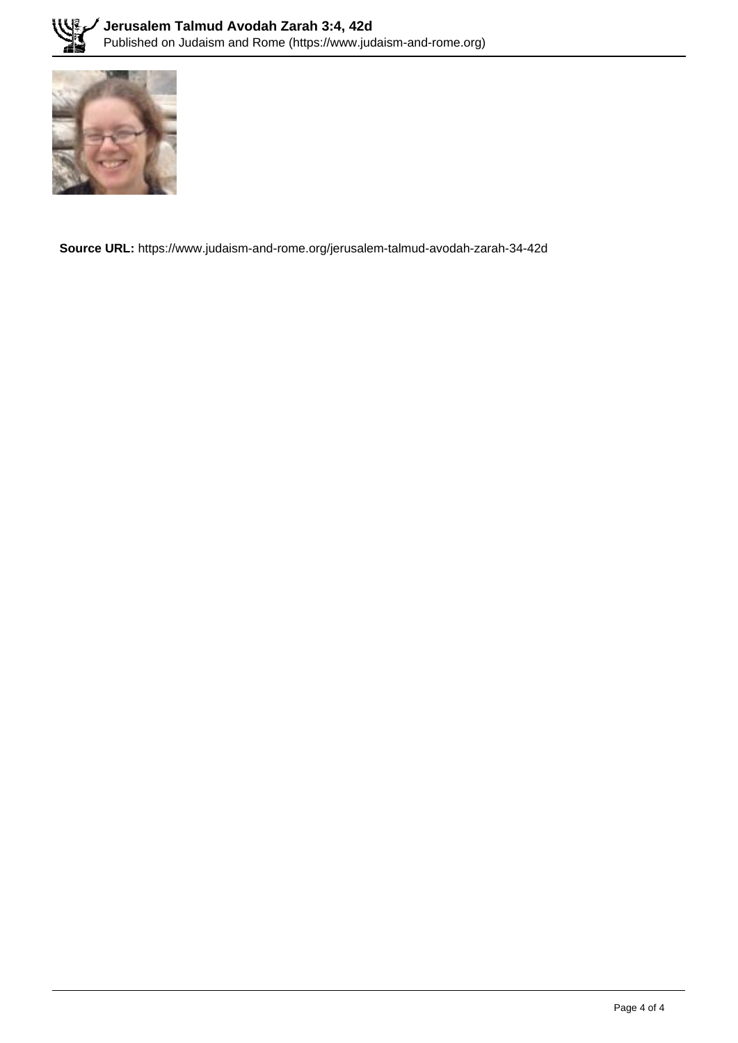**Source URL:** https://www.judaism-and-rome.org/jerusalem-talmud-avodah-zarah-34-42d